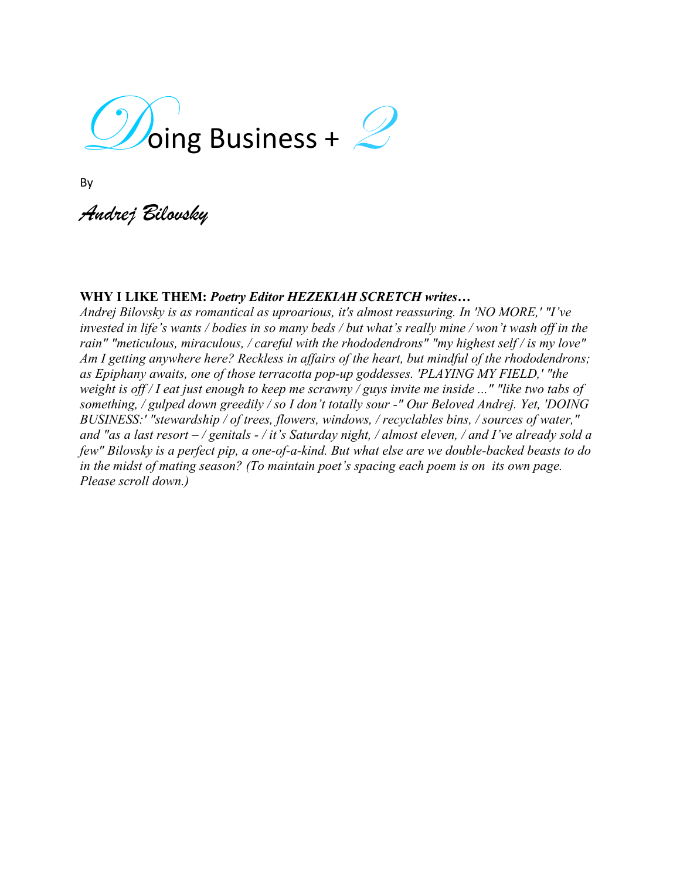# Doing Business + 2

By

*Andrej Bilovsky*

**WHY I LIKE THEM:** ***Poetry Editor HEZEKIAH SCRETCH writes…***
*Andrej Bilovsky is as romantical as uproarious, it's almost reassuring. In 'NO MORE,' "I've invested in life's wants / bodies in so many beds / but what's really mine / won't wash off in the rain" "meticulous, miraculous, / careful with the rhododendrons" "my highest self / is my love" Am I getting anywhere here? Reckless in affairs of the heart, but mindful of the rhododendrons; as Epiphany awaits, one of those terracotta pop-up goddesses. 'PLAYING MY FIELD,' "the weight is off / I eat just enough to keep me scrawny / guys invite me inside ..." "like two tabs of something, / gulped down greedily / so I don't totally sour -" Our Beloved Andrej. Yet, 'DOING BUSINESS:' "stewardship / of trees, flowers, windows, / recyclables bins, / sources of water," and "as a last resort – / genitals - / it's Saturday night, / almost eleven, / and I've already sold a few" Bilovsky is a perfect pip, a one-of-a-kind. But what else are we double-backed beasts to do in the midst of mating season? (To maintain poet's spacing each poem is on its own page. Please scroll down.)*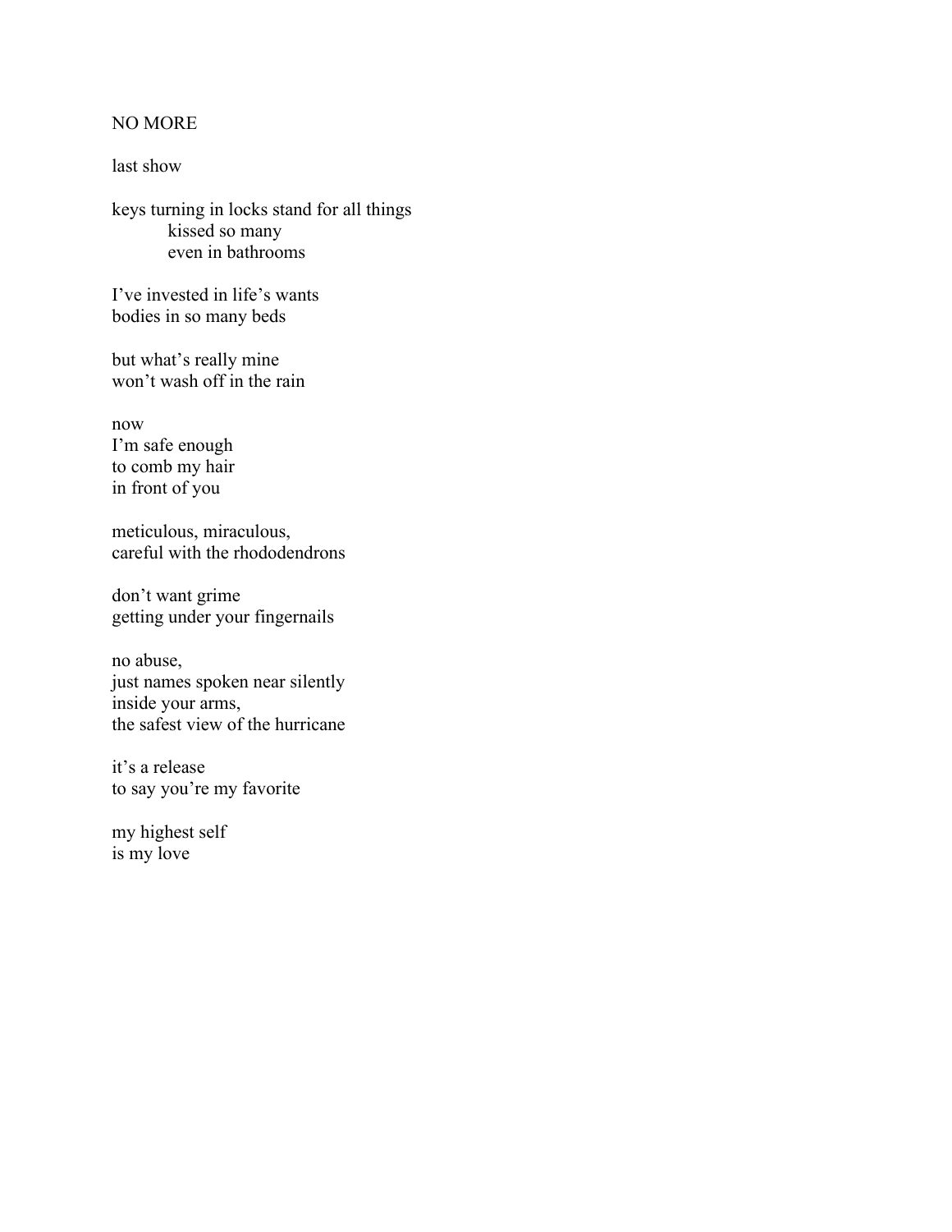NO MORE

last show

keys turning in locks stand for all things
&nbsp;&nbsp;&nbsp;&nbsp;&nbsp;&nbsp;&nbsp;&nbsp;&nbsp;&nbsp;kissed so many
&nbsp;&nbsp;&nbsp;&nbsp;&nbsp;&nbsp;&nbsp;&nbsp;&nbsp;&nbsp;even in bathrooms

I've invested in life's wants
bodies in so many beds

but what's really mine
won't wash off in the rain

now
I'm safe enough
to comb my hair
in front of you

meticulous, miraculous,
careful with the rhododendrons

don't want grime
getting under your fingernails

no abuse,
just names spoken near silently
inside your arms,
the safest view of the hurricane

it's a release
to say you're my favorite

my highest self
is my love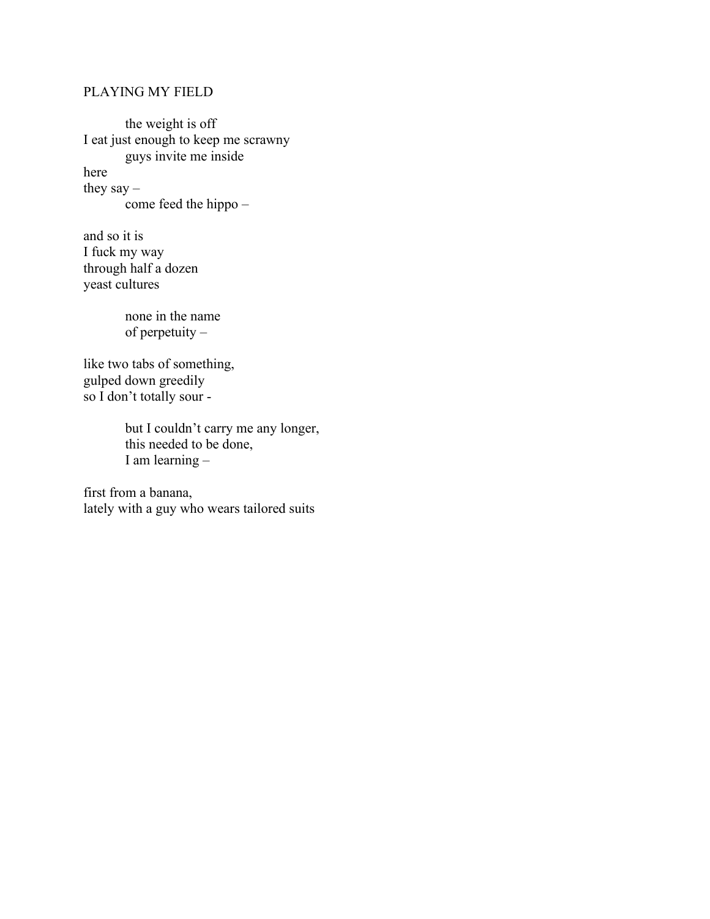PLAYING MY FIELD

    the weight is off
I eat just enough to keep me scrawny
    guys invite me inside
here
they say –
    come feed the hippo –

and so it is
I fuck my way
through half a dozen
yeast cultures

    none in the name
    of perpetuity –

like two tabs of something,
gulped down greedily
so I don't totally sour -

    but I couldn't carry me any longer,
    this needed to be done,
    I am learning –

first from a banana,
lately with a guy who wears tailored suits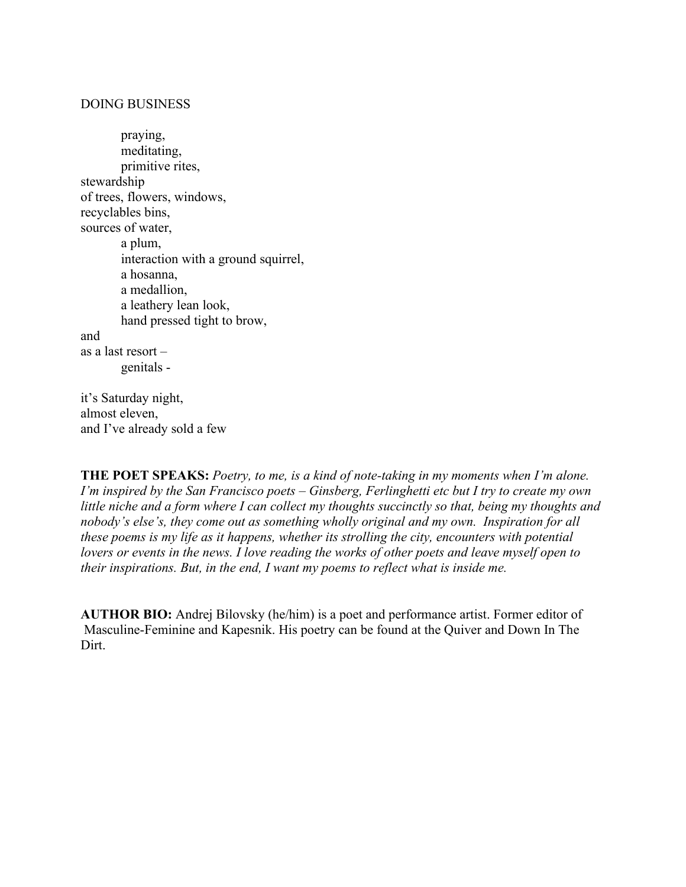# DOING BUSINESS

&nbsp;&nbsp;&nbsp;&nbsp;&nbsp;&nbsp;&nbsp;&nbsp;praying,  
&nbsp;&nbsp;&nbsp;&nbsp;&nbsp;&nbsp;&nbsp;&nbsp;meditating,  
&nbsp;&nbsp;&nbsp;&nbsp;&nbsp;&nbsp;&nbsp;&nbsp;primitive rites,  
stewardship  
of trees, flowers, windows,  
recyclables bins,  
sources of water,  
&nbsp;&nbsp;&nbsp;&nbsp;&nbsp;&nbsp;&nbsp;&nbsp;a plum,  
&nbsp;&nbsp;&nbsp;&nbsp;&nbsp;&nbsp;&nbsp;&nbsp;interaction with a ground squirrel,  
&nbsp;&nbsp;&nbsp;&nbsp;&nbsp;&nbsp;&nbsp;&nbsp;a hosanna,  
&nbsp;&nbsp;&nbsp;&nbsp;&nbsp;&nbsp;&nbsp;&nbsp;a medallion,  
&nbsp;&nbsp;&nbsp;&nbsp;&nbsp;&nbsp;&nbsp;&nbsp;a leathery lean look,  
&nbsp;&nbsp;&nbsp;&nbsp;&nbsp;&nbsp;&nbsp;&nbsp;hand pressed tight to brow,  
and  
as a last resort –  
&nbsp;&nbsp;&nbsp;&nbsp;&nbsp;&nbsp;&nbsp;&nbsp;genitals -

it's Saturday night,  
almost eleven,  
and I've already sold a few

**THE POET SPEAKS:** *Poetry, to me, is a kind of note-taking in my moments when I'm alone. I'm inspired by the San Francisco poets – Ginsberg, Ferlinghetti etc but I try to create my own little niche and a form where I can collect my thoughts succinctly so that, being my thoughts and nobody's else's, they come out as something wholly original and my own. Inspiration for all these poems is my life as it happens, whether its strolling the city, encounters with potential lovers or events in the news. I love reading the works of other poets and leave myself open to their inspirations. But, in the end, I want my poems to reflect what is inside me.*

**AUTHOR BIO:** Andrej Bilovsky (he/him) is a poet and performance artist. Former editor of Masculine-Feminine and Kapesnik. His poetry can be found at the Quiver and Down In The Dirt.